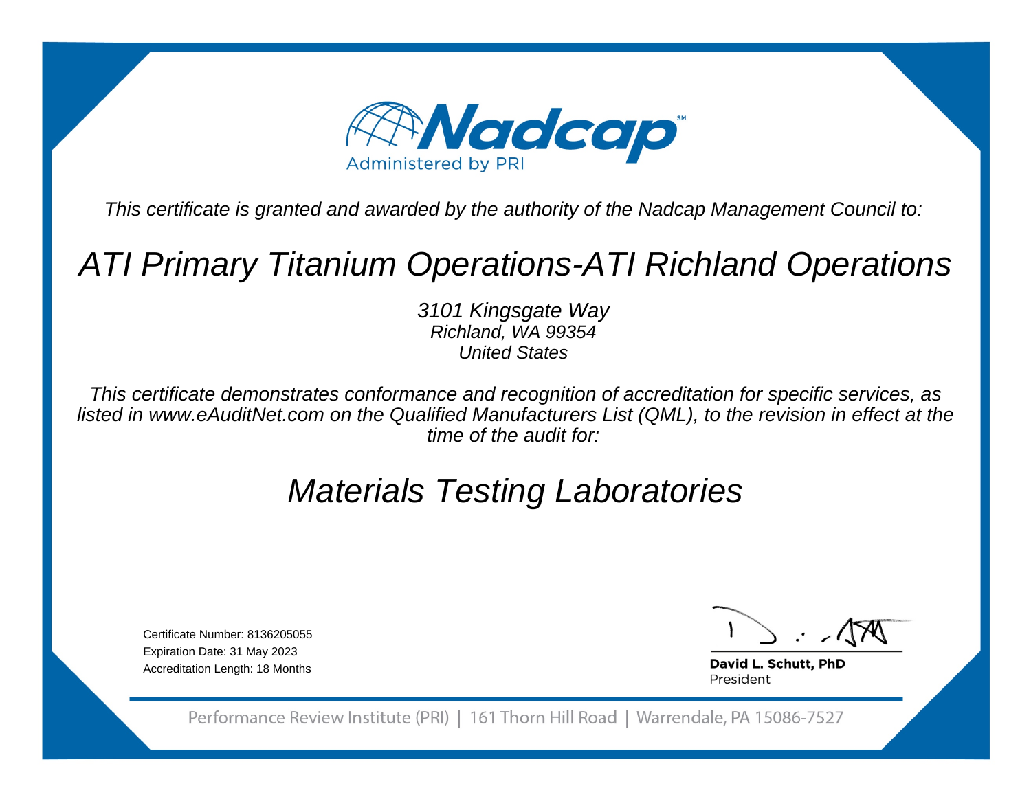Nadcap

Administered by PRI

*This certificate is granted and awarded by the authority of the Nadcap Management Council to:*

# *ATI Primary Titanium Operations-ATI Richland Operations*

*3101 Kingsgate Way*
*Richland, WA 99354*
*United States*

*This certificate demonstrates conformance and recognition of accreditation for specific services, as listed in www.eAuditNet.com on the Qualified Manufacturers List (QML), to the revision in effect at the time of the audit for:*

## *Materials Testing Laboratories*

Certificate Number: 8136205055
Expiration Date: 31 May 2023
Accreditation Length: 18 Months

**David L. Schutt, PhD**
President

Performance Review Institute (PRI) | 161 Thorn Hill Road | Warrendale, PA 15086-7527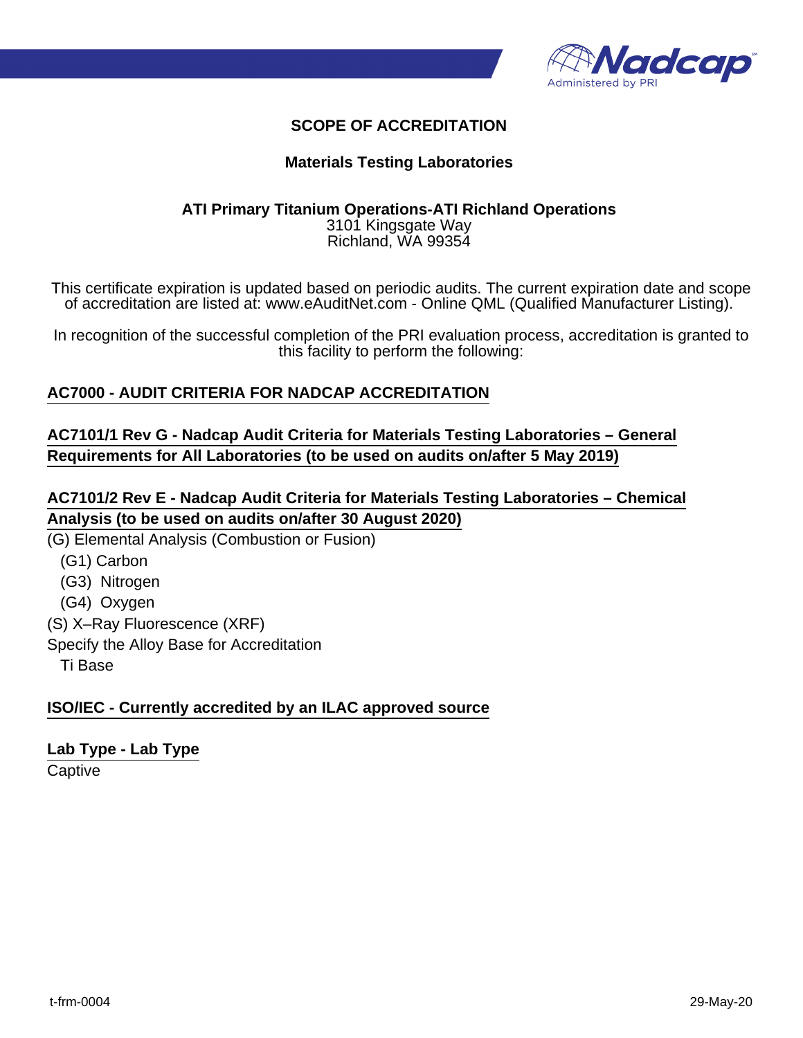## SCOPE OF ACCREDITATION

### Materials Testing Laboratories

**ATI Primary Titanium Operations-ATI Richland Operations**
3101 Kingsgate Way
Richland, WA 99354

This certificate expiration is updated based on periodic audits. The current expiration date and scope of accreditation are listed at: www.eAuditNet.com - Online QML (Qualified Manufacturer Listing).

In recognition of the successful completion of the PRI evaluation process, accreditation is granted to this facility to perform the following:

**AC7000 - AUDIT CRITERIA FOR NADCAP ACCREDITATION**

**AC7101/1 Rev G - Nadcap Audit Criteria for Materials Testing Laboratories – General Requirements for All Laboratories (to be used on audits on/after 5 May 2019)**

**AC7101/2 Rev E - Nadcap Audit Criteria for Materials Testing Laboratories – Chemical Analysis (to be used on audits on/after 30 August 2020)**

(G) Elemental Analysis (Combustion or Fusion)
- (G1) Carbon
- (G3) Nitrogen
- (G4) Oxygen

(S) X–Ray Fluorescence (XRF)

Specify the Alloy Base for Accreditation
- Ti Base

**ISO/IEC - Currently accredited by an ILAC approved source**

**Lab Type - Lab Type**

Captive

t-frm-0004 29-May-20